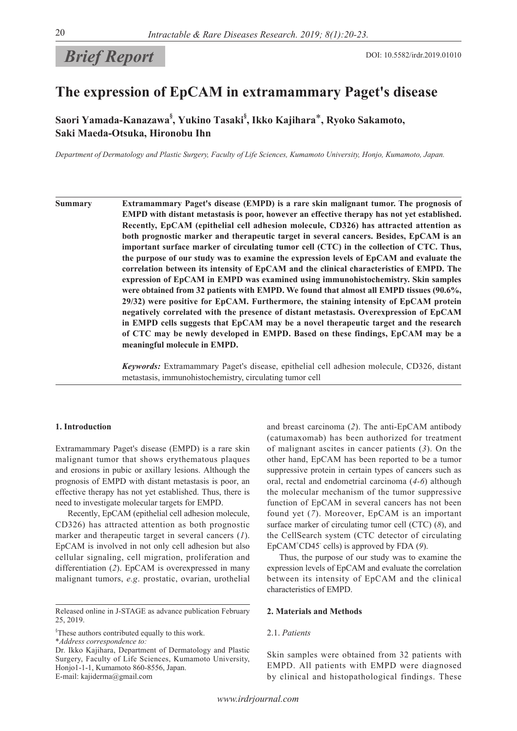**Brief Report**

DOI: 10.5582/irdr.2019.01010

# The expression of EpCAM in extramammary Paget's disease

**Saori Yamada-Kanazawa[§], Yukino Tasaki[§], Ikko Kajihara[*], Ryoko Sakamoto, Saki Maeda-Otsuka, Hironobu Ihn**

*Department of Dermatology and Plastic Surgery, Faculty of Life Sciences, Kumamoto University, Honjo, Kumamoto, Japan.*

**Summary** **Extramammary Paget's disease (EMPD) is a rare skin malignant tumor. The prognosis of EMPD with distant metastasis is poor, however an effective therapy has not yet established. Recently, EpCAM (epithelial cell adhesion molecule, CD326) has attracted attention as both prognostic marker and therapeutic target in several cancers. Besides, EpCAM is an important surface marker of circulating tumor cell (CTC) in the collection of CTC. Thus, the purpose of our study was to examine the expression levels of EpCAM and evaluate the correlation between its intensity of EpCAM and the clinical characteristics of EMPD. The expression of EpCAM in EMPD was examined using immunohistochemistry. Skin samples were obtained from 32 patients with EMPD. We found that almost all EMPD tissues (90.6%, 29/32) were positive for EpCAM. Furthermore, the staining intensity of EpCAM protein negatively correlated with the presence of distant metastasis. Overexpression of EpCAM in EMPD cells suggests that EpCAM may be a novel therapeutic target and the research of CTC may be newly developed in EMPD. Based on these findings, EpCAM may be a meaningful molecule in EMPD.**

***Keywords:*** Extramammary Paget's disease, epithelial cell adhesion molecule, CD326, distant metastasis, immunohistochemistry, circulating tumor cell

## 1. Introduction

Extramammary Paget's disease (EMPD) is a rare skin malignant tumor that shows erythematous plaques and erosions in pubic or axillary lesions. Although the prognosis of EMPD with distant metastasis is poor, an effective therapy has not yet established. Thus, there is need to investigate molecular targets for EMPD.

Recently, EpCAM (epithelial cell adhesion molecule, CD326) has attracted attention as both prognostic marker and therapeutic target in several cancers (*1*). EpCAM is involved in not only cell adhesion but also cellular signaling, cell migration, proliferation and differentiation (*2*). EpCAM is overexpressed in many malignant tumors, *e.g*. prostatic, ovarian, urothelial and breast carcinoma (*2*). The anti-EpCAM antibody (catumaxomab) has been authorized for treatment of malignant ascites in cancer patients (*3*). On the other hand, EpCAM has been reported to be a tumor suppressive protein in certain types of cancers such as oral, rectal and endometrial carcinoma (*4-6*) although the molecular mechanism of the tumor suppressive function of EpCAM in several cancers has not been found yet (*7*). Moreover, EpCAM is an important surface marker of circulating tumor cell (CTC) (*8*), and the CellSearch system (CTC detector of circulating $EpCAM^{+}CD45^{-}$ cells) is approved by FDA (*9*).

Thus, the purpose of our study was to examine the expression levels of EpCAM and evaluate the correlation between its intensity of EpCAM and the clinical characteristics of EMPD.

## 2. Materials and Methods

### 2.1. *Patients*

Skin samples were obtained from 32 patients with EMPD. All patients with EMPD were diagnosed by clinical and histopathological findings. These

---

Released online in J-STAGE as advance publication February 25, 2019.

[§]These authors contributed equally to this work.

[*]*Address correspondence to:*

Dr. Ikko Kajihara, Department of Dermatology and Plastic Surgery, Faculty of Life Sciences, Kumamoto University, Honjo1-1-1, Kumamoto 860-8556, Japan.

E-mail: kajiderma@gmail.com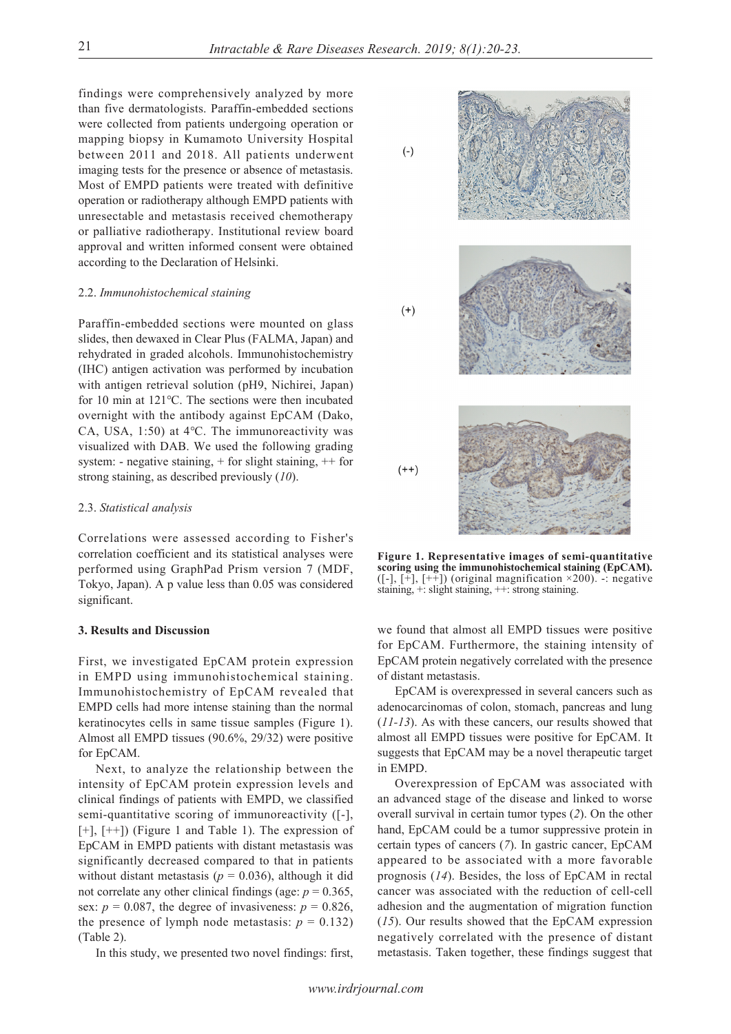findings were comprehensively analyzed by more than five dermatologists. Paraffin-embedded sections were collected from patients undergoing operation or mapping biopsy in Kumamoto University Hospital between 2011 and 2018. All patients underwent imaging tests for the presence or absence of metastasis. Most of EMPD patients were treated with definitive operation or radiotherapy although EMPD patients with unresectable and metastasis received chemotherapy or palliative radiotherapy. Institutional review board approval and written informed consent were obtained according to the Declaration of Helsinki.

### 2.2. *Immunohistochemical staining*

Paraffin-embedded sections were mounted on glass slides, then dewaxed in Clear Plus (FALMA, Japan) and rehydrated in graded alcohols. Immunohistochemistry (IHC) antigen activation was performed by incubation with antigen retrieval solution (pH9, Nichirei, Japan) for 10 min at 121°C. The sections were then incubated overnight with the antibody against EpCAM (Dako, CA, USA, 1:50) at 4°C. The immunoreactivity was visualized with DAB. We used the following grading system: - negative staining, + for slight staining, ++ for strong staining, as described previously (*10*).

### 2.3. *Statistical analysis*

Correlations were assessed according to Fisher's correlation coefficient and its statistical analyses were performed using GraphPad Prism version 7 (MDF, Tokyo, Japan). A p value less than 0.05 was considered significant.

## 3. Results and Discussion

First, we investigated EpCAM protein expression in EMPD using immunohistochemical staining. Immunohistochemistry of EpCAM revealed that EMPD cells had more intense staining than the normal keratinocytes cells in same tissue samples (Figure 1). Almost all EMPD tissues (90.6%, 29/32) were positive for EpCAM.

Next, to analyze the relationship between the intensity of EpCAM protein expression levels and clinical findings of patients with EMPD, we classified semi-quantitative scoring of immunoreactivity ([-], [+], [++]) (Figure 1 and Table 1). The expression of EpCAM in EMPD patients with distant metastasis was significantly decreased compared to that in patients without distant metastasis ($p$ = 0.036), although it did not correlate any other clinical findings (age: $p$ = 0.365, sex: $p$ = 0.087, the degree of invasiveness: $p$ = 0.826, the presence of lymph node metastasis: $p$ = 0.132) (Table 2).

In this study, we presented two novel findings: first, we found that almost all EMPD tissues were positive for EpCAM. Furthermore, the staining intensity of EpCAM protein negatively correlated with the presence of distant metastasis.

(-)

(+)

(++)

**Figure 1. Representative images of semi-quantitative scoring using the immunohistochemical staining (EpCAM).** ([-], [+], [++]) (original magnification ×200). -: negative staining, +: slight staining, ++: strong staining.

EpCAM is overexpressed in several cancers such as adenocarcinomas of colon, stomach, pancreas and lung (*11-13*). As with these cancers, our results showed that almost all EMPD tissues were positive for EpCAM. It suggests that EpCAM may be a novel therapeutic target in EMPD.

Overexpression of EpCAM was associated with an advanced stage of the disease and linked to worse overall survival in certain tumor types (*2*). On the other hand, EpCAM could be a tumor suppressive protein in certain types of cancers (*7*). In gastric cancer, EpCAM appeared to be associated with a more favorable prognosis (*14*). Besides, the loss of EpCAM in rectal cancer was associated with the reduction of cell-cell adhesion and the augmentation of migration function (*15*). Our results showed that the EpCAM expression negatively correlated with the presence of distant metastasis. Taken together, these findings suggest that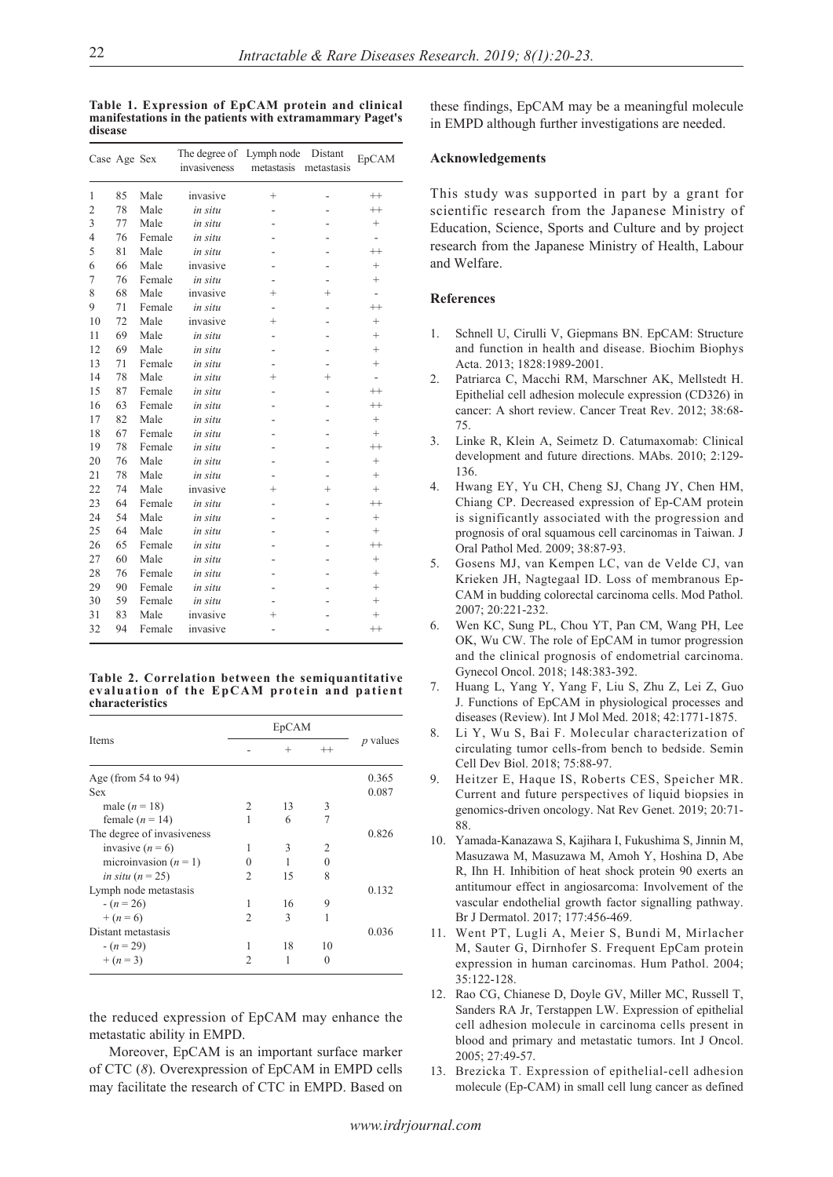**Table 1. Expression of EpCAM protein and clinical manifestations in the patients with extramammary Paget's disease**

| Case | Age | Sex | The degree of invasiveness | Lymph node metastasis | Distant metastasis | EpCAM |
|---|---|---|---|---|---|---|
| 1 | 85 | Male | invasive | + | - | ++ |
| 2 | 78 | Male | *in situ* | - | - | ++ |
| 3 | 77 | Male | *in situ* | - | - | + |
| 4 | 76 | Female | *in situ* | - | - | - |
| 5 | 81 | Male | *in situ* | - | - | ++ |
| 6 | 66 | Male | invasive | - | - | + |
| 7 | 76 | Female | *in situ* | - | - | + |
| 8 | 68 | Male | invasive | + | + | - |
| 9 | 71 | Female | *in situ* | - | - | ++ |
| 10 | 72 | Male | invasive | + | - | + |
| 11 | 69 | Male | *in situ* | - | - | + |
| 12 | 69 | Male | *in situ* | - | - | + |
| 13 | 71 | Female | *in situ* | - | - | + |
| 14 | 78 | Male | *in situ* | + | + | - |
| 15 | 87 | Female | *in situ* | - | - | ++ |
| 16 | 63 | Female | *in situ* | - | - | ++ |
| 17 | 82 | Male | *in situ* | - | - | + |
| 18 | 67 | Female | *in situ* | - | - | + |
| 19 | 78 | Female | *in situ* | - | - | ++ |
| 20 | 76 | Male | *in situ* | - | - | + |
| 21 | 78 | Male | *in situ* | - | - | + |
| 22 | 74 | Male | invasive | + | + | + |
| 23 | 64 | Female | *in situ* | - | - | ++ |
| 24 | 54 | Male | *in situ* | - | - | + |
| 25 | 64 | Male | *in situ* | - | - | + |
| 26 | 65 | Female | *in situ* | - | - | ++ |
| 27 | 60 | Male | *in situ* | - | - | + |
| 28 | 76 | Female | *in situ* | - | - | + |
| 29 | 90 | Female | *in situ* | - | - | + |
| 30 | 59 | Female | *in situ* | - | - | + |
| 31 | 83 | Male | invasive | + | - | + |
| 32 | 94 | Female | invasive | - | - | ++ |

**Table 2. Correlation between the semiquantitative evaluation of the EpCAM protein and patient characteristics**

| Items | EpCAM | | | *p* values |
|---|---|---|---|---|
| | - | + | ++ | |
| Age (from 54 to 94) | | | | 0.365 |
| Sex | | | | 0.087 |
| male ($n = 18$) | 2 | 13 | 3 | |
| female ($n = 14$) | 1 | 6 | 7 | |
| The degree of invasiveness | | | | 0.826 |
| invasive ($n = 6$) | 1 | 3 | 2 | |
| microinvasion ($n = 1$) | 0 | 1 | 0 | |
| *in situ* ($n = 25$) | 2 | 15 | 8 | |
| Lymph node metastasis | | | | 0.132 |
| - ($n = 26$) | 1 | 16 | 9 | |
| + ($n = 6$) | 2 | 3 | 1 | |
| Distant metastasis | | | | 0.036 |
| - ($n = 29$) | 1 | 18 | 10 | |
| + ($n = 3$) | 2 | 1 | 0 | |

the reduced expression of EpCAM may enhance the metastatic ability in EMPD.

Moreover, EpCAM is an important surface marker of CTC (*8*). Overexpression of EpCAM in EMPD cells may facilitate the research of CTC in EMPD. Based on these findings, EpCAM may be a meaningful molecule in EMPD although further investigations are needed.

## Acknowledgements

This study was supported in part by a grant for scientific research from the Japanese Ministry of Education, Science, Sports and Culture and by project research from the Japanese Ministry of Health, Labour and Welfare.

## References

1. Schnell U, Cirulli V, Giepmans BN. EpCAM: Structure and function in health and disease. Biochim Biophys Acta. 2013; 1828:1989-2001.
2. Patriarca C, Macchi RM, Marschner AK, Mellstedt H. Epithelial cell adhesion molecule expression (CD326) in cancer: A short review. Cancer Treat Rev. 2012; 38:68-75.
3. Linke R, Klein A, Seimetz D. Catumaxomab: Clinical development and future directions. MAbs. 2010; 2:129-136.
4. Hwang EY, Yu CH, Cheng SJ, Chang JY, Chen HM, Chiang CP. Decreased expression of Ep-CAM protein is significantly associated with the progression and prognosis of oral squamous cell carcinomas in Taiwan. J Oral Pathol Med. 2009; 38:87-93.
5. Gosens MJ, van Kempen LC, van de Velde CJ, van Krieken JH, Nagtegaal ID. Loss of membranous Ep-CAM in budding colorectal carcinoma cells. Mod Pathol. 2007; 20:221-232.
6. Wen KC, Sung PL, Chou YT, Pan CM, Wang PH, Lee OK, Wu CW. The role of EpCAM in tumor progression and the clinical prognosis of endometrial carcinoma. Gynecol Oncol. 2018; 148:383-392.
7. Huang L, Yang Y, Yang F, Liu S, Zhu Z, Lei Z, Guo J. Functions of EpCAM in physiological processes and diseases (Review). Int J Mol Med. 2018; 42:1771-1875.
8. Li Y, Wu S, Bai F. Molecular characterization of circulating tumor cells-from bench to bedside. Semin Cell Dev Biol. 2018; 75:88-97.
9. Heitzer E, Haque IS, Roberts CES, Speicher MR. Current and future perspectives of liquid biopsies in genomics-driven oncology. Nat Rev Genet. 2019; 20:71-88.
10. Yamada-Kanazawa S, Kajihara I, Fukushima S, Jinnin M, Masuzawa M, Masuzawa M, Amoh Y, Hoshina D, Abe R, Ihn H. Inhibition of heat shock protein 90 exerts an antitumour effect in angiosarcoma: Involvement of the vascular endothelial growth factor signalling pathway. Br J Dermatol. 2017; 177:456-469.
11. Went PT, Lugli A, Meier S, Bundi M, Mirlacher M, Sauter G, Dirnhofer S. Frequent EpCam protein expression in human carcinomas. Hum Pathol. 2004; 35:122-128.
12. Rao CG, Chianese D, Doyle GV, Miller MC, Russell T, Sanders RA Jr, Terstappen LW. Expression of epithelial cell adhesion molecule in carcinoma cells present in blood and primary and metastatic tumors. Int J Oncol. 2005; 27:49-57.
13. Brezicka T. Expression of epithelial-cell adhesion molecule (Ep-CAM) in small cell lung cancer as defined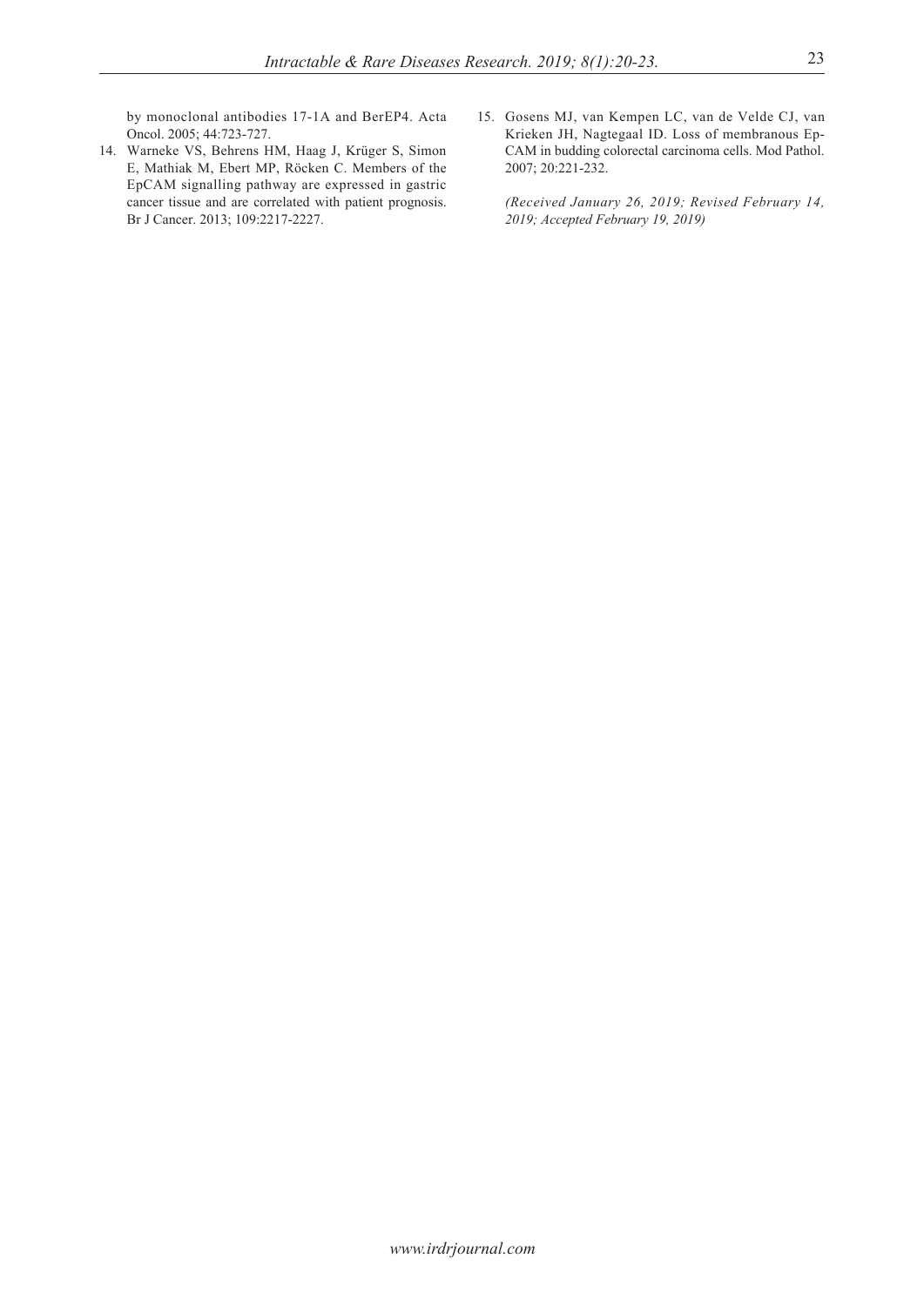by monoclonal antibodies 17-1A and BerEP4. Acta Oncol. 2005; 44:723-727.

14. Warneke VS, Behrens HM, Haag J, Krüger S, Simon E, Mathiak M, Ebert MP, Röcken C. Members of the EpCAM signalling pathway are expressed in gastric cancer tissue and are correlated with patient prognosis. Br J Cancer. 2013; 109:2217-2227.

15. Gosens MJ, van Kempen LC, van de Velde CJ, van Krieken JH, Nagtegaal ID. Loss of membranous Ep-CAM in budding colorectal carcinoma cells. Mod Pathol. 2007; 20:221-232.

*(Received January 26, 2019; Revised February 14, 2019; Accepted February 19, 2019)*